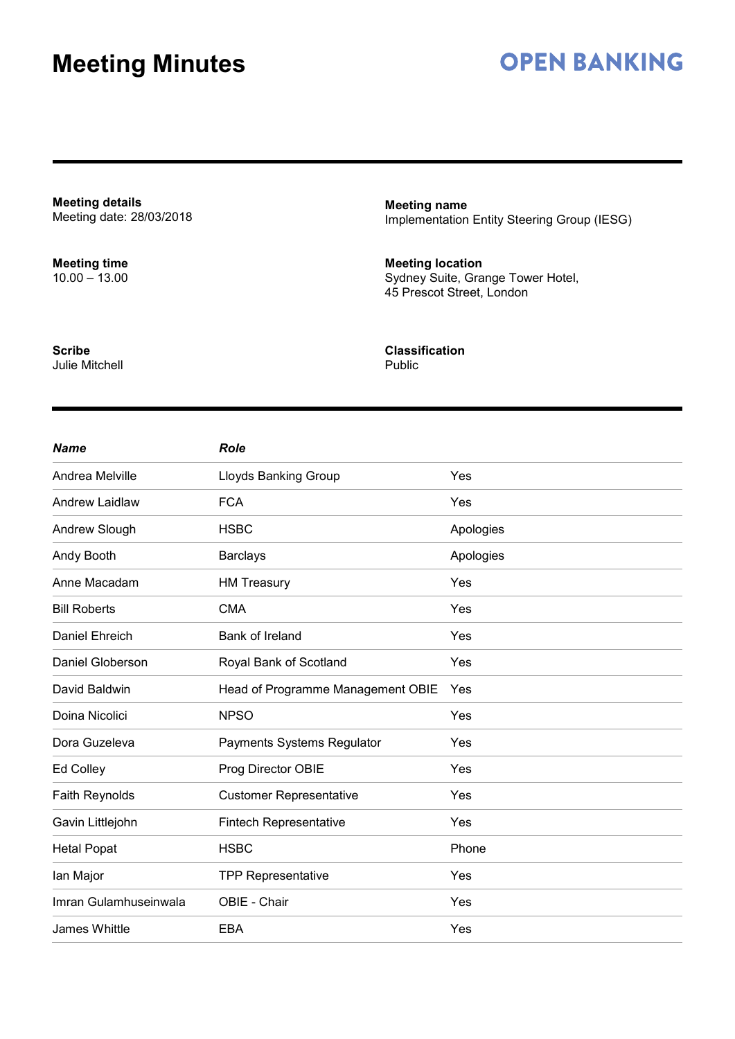# Meeting Minutes

OPEN BANKING

**Meeting details**
Meeting date: 28/03/2018

**Meeting name**
Implementation Entity Steering Group (IESG)

**Meeting time**
10.00 – 13.00

**Meeting location**
Sydney Suite, Grange Tower Hotel,
45 Prescot Street, London

**Scribe**
Julie Mitchell

**Classification**
Public

| ***Name*** | ***Role*** | |
|---|---|---|
| Andrea Melville | Lloyds Banking Group | Yes |
| Andrew Laidlaw | FCA | Yes |
| Andrew Slough | HSBC | Apologies |
| Andy Booth | Barclays | Apologies |
| Anne Macadam | HM Treasury | Yes |
| Bill Roberts | CMA | Yes |
| Daniel Ehreich | Bank of Ireland | Yes |
| Daniel Globerson | Royal Bank of Scotland | Yes |
| David Baldwin | Head of Programme Management OBIE | Yes |
| Doina Nicolici | NPSO | Yes |
| Dora Guzeleva | Payments Systems Regulator | Yes |
| Ed Colley | Prog Director OBIE | Yes |
| Faith Reynolds | Customer Representative | Yes |
| Gavin Littlejohn | Fintech Representative | Yes |
| Hetal Popat | HSBC | Phone |
| Ian Major | TPP Representative | Yes |
| Imran Gulamhuseinwala | OBIE - Chair | Yes |
| James Whittle | EBA | Yes |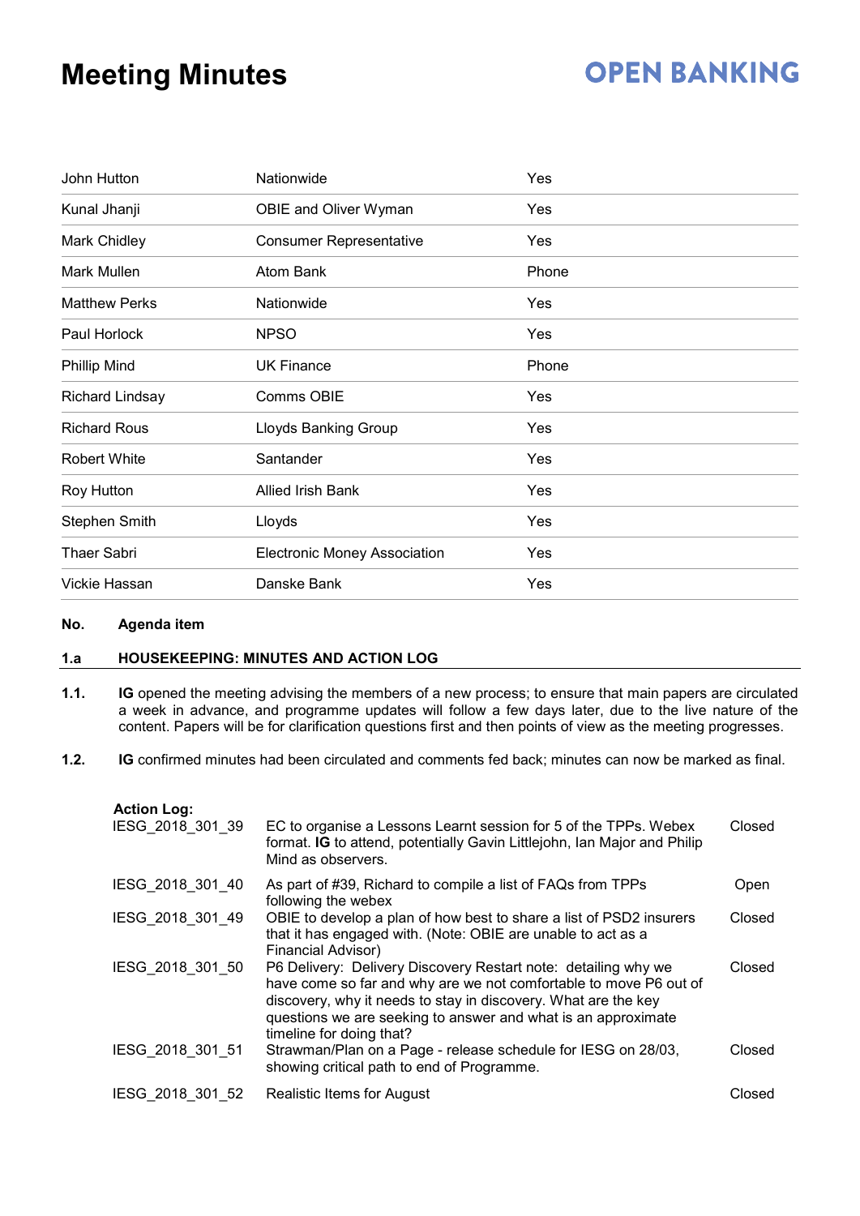# Meeting Minutes

| | | |
|---|---|---|
| John Hutton | Nationwide | Yes |
| Kunal Jhanji | OBIE and Oliver Wyman | Yes |
| Mark Chidley | Consumer Representative | Yes |
| Mark Mullen | Atom Bank | Phone |
| Matthew Perks | Nationwide | Yes |
| Paul Horlock | NPSO | Yes |
| Phillip Mind | UK Finance | Phone |
| Richard Lindsay | Comms OBIE | Yes |
| Richard Rous | Lloyds Banking Group | Yes |
| Robert White | Santander | Yes |
| Roy Hutton | Allied Irish Bank | Yes |
| Stephen Smith | Lloyds | Yes |
| Thaer Sabri | Electronic Money Association | Yes |
| Vickie Hassan | Danske Bank | Yes |

**No. Agenda item**

**1.a HOUSEKEEPING: MINUTES AND ACTION LOG**

**1.1.** **IG** opened the meeting advising the members of a new process; to ensure that main papers are circulated a week in advance, and programme updates will follow a few days later, due to the live nature of the content. Papers will be for clarification questions first and then points of view as the meeting progresses.

**1.2.** **IG** confirmed minutes had been circulated and comments fed back; minutes can now be marked as final.

**Action Log:**

| | | |
|---|---|---|
| IESG_2018_301_39 | EC to organise a Lessons Learnt session for 5 of the TPPs. Webex format. **IG** to attend, potentially Gavin Littlejohn, Ian Major and Philip Mind as observers. | Closed |
| IESG_2018_301_40 | As part of #39, Richard to compile a list of FAQs from TPPs following the webex | Open |
| IESG_2018_301_49 | OBIE to develop a plan of how best to share a list of PSD2 insurers that it has engaged with. (Note: OBIE are unable to act as a Financial Advisor) | Closed |
| IESG_2018_301_50 | P6 Delivery: Delivery Discovery Restart note: detailing why we have come so far and why are we not comfortable to move P6 out of discovery, why it needs to stay in discovery. What are the key questions we are seeking to answer and what is an approximate timeline for doing that? | Closed |
| IESG_2018_301_51 | Strawman/Plan on a Page - release schedule for IESG on 28/03, showing critical path to end of Programme. | Closed |
| IESG_2018_301_52 | Realistic Items for August | Closed |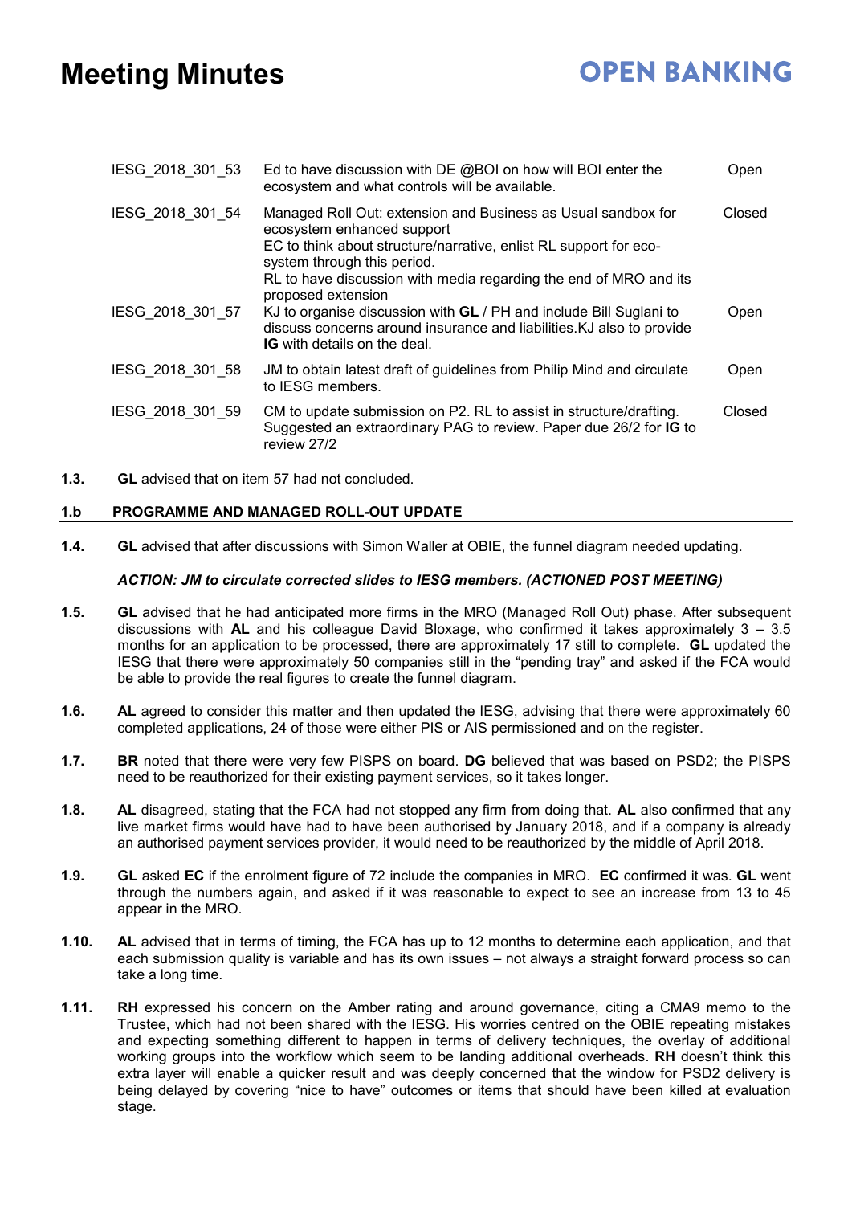| | | |
|---|---|---|
| IESG_2018_301_53 | Ed to have discussion with DE @BOI on how will BOI enter the ecosystem and what controls will be available. | Open |
| IESG_2018_301_54 | Managed Roll Out: extension and Business as Usual sandbox for ecosystem enhanced support<br>EC to think about structure/narrative, enlist RL support for eco-system through this period.<br>RL to have discussion with media regarding the end of MRO and its proposed extension | Closed |
| IESG_2018_301_57 | KJ to organise discussion with **GL** / PH and include Bill Suglani to discuss concerns around insurance and liabilities.KJ also to provide **IG** with details on the deal. | Open |
| IESG_2018_301_58 | JM to obtain latest draft of guidelines from Philip Mind and circulate to IESG members. | Open |
| IESG_2018_301_59 | CM to update submission on P2. RL to assist in structure/drafting. Suggested an extraordinary PAG to review. Paper due 26/2 for **IG** to review 27/2 | Closed |

**1.3.** **GL** advised that on item 57 had not concluded.

## 1.b PROGRAMME AND MANAGED ROLL-OUT UPDATE

**1.4.** **GL** advised that after discussions with Simon Waller at OBIE, the funnel diagram needed updating.

***ACTION: JM to circulate corrected slides to IESG members. (ACTIONED POST MEETING)***

**1.5.** **GL** advised that he had anticipated more firms in the MRO (Managed Roll Out) phase. After subsequent discussions with **AL** and his colleague David Bloxage, who confirmed it takes approximately 3 – 3.5 months for an application to be processed, there are approximately 17 still to complete. **GL** updated the IESG that there were approximately 50 companies still in the "pending tray" and asked if the FCA would be able to provide the real figures to create the funnel diagram.

**1.6.** **AL** agreed to consider this matter and then updated the IESG, advising that there were approximately 60 completed applications, 24 of those were either PIS or AIS permissioned and on the register.

**1.7.** **BR** noted that there were very few PISPS on board. **DG** believed that was based on PSD2; the PISPS need to be reauthorized for their existing payment services, so it takes longer.

**1.8.** **AL** disagreed, stating that the FCA had not stopped any firm from doing that. **AL** also confirmed that any live market firms would have had to have been authorised by January 2018, and if a company is already an authorised payment services provider, it would need to be reauthorized by the middle of April 2018.

**1.9.** **GL** asked **EC** if the enrolment figure of 72 include the companies in MRO. **EC** confirmed it was. **GL** went through the numbers again, and asked if it was reasonable to expect to see an increase from 13 to 45 appear in the MRO.

**1.10.** **AL** advised that in terms of timing, the FCA has up to 12 months to determine each application, and that each submission quality is variable and has its own issues – not always a straight forward process so can take a long time.

**1.11.** **RH** expressed his concern on the Amber rating and around governance, citing a CMA9 memo to the Trustee, which had not been shared with the IESG. His worries centred on the OBIE repeating mistakes and expecting something different to happen in terms of delivery techniques, the overlay of additional working groups into the workflow which seem to be landing additional overheads. **RH** doesn't think this extra layer will enable a quicker result and was deeply concerned that the window for PSD2 delivery is being delayed by covering "nice to have" outcomes or items that should have been killed at evaluation stage.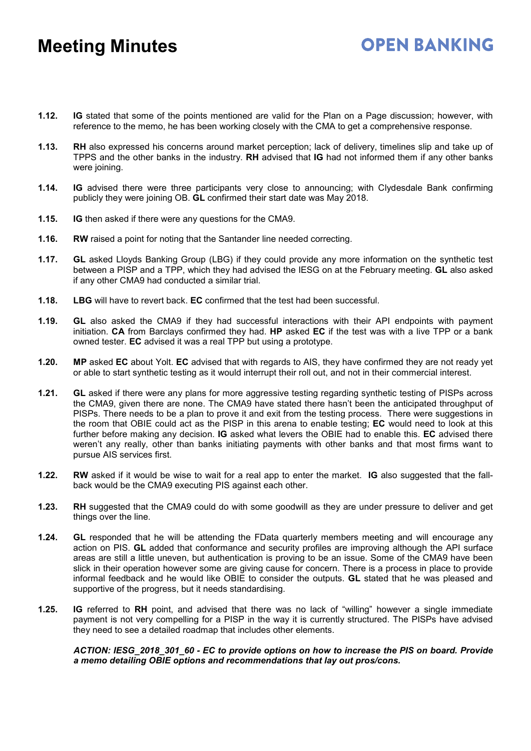**1.12.** **IG** stated that some of the points mentioned are valid for the Plan on a Page discussion; however, with reference to the memo, he has been working closely with the CMA to get a comprehensive response.

**1.13.** **RH** also expressed his concerns around market perception; lack of delivery, timelines slip and take up of TPPS and the other banks in the industry. **RH** advised that **IG** had not informed them if any other banks were joining.

**1.14.** **IG** advised there were three participants very close to announcing; with Clydesdale Bank confirming publicly they were joining OB. **GL** confirmed their start date was May 2018.

**1.15.** **IG** then asked if there were any questions for the CMA9.

**1.16.** **RW** raised a point for noting that the Santander line needed correcting.

**1.17.** **GL** asked Lloyds Banking Group (LBG) if they could provide any more information on the synthetic test between a PISP and a TPP, which they had advised the IESG on at the February meeting. **GL** also asked if any other CMA9 had conducted a similar trial.

**1.18.** **LBG** will have to revert back. **EC** confirmed that the test had been successful.

**1.19.** **GL** also asked the CMA9 if they had successful interactions with their API endpoints with payment initiation. **CA** from Barclays confirmed they had. **HP** asked **EC** if the test was with a live TPP or a bank owned tester. **EC** advised it was a real TPP but using a prototype.

**1.20.** **MP** asked **EC** about Yolt. **EC** advised that with regards to AIS, they have confirmed they are not ready yet or able to start synthetic testing as it would interrupt their roll out, and not in their commercial interest.

**1.21.** **GL** asked if there were any plans for more aggressive testing regarding synthetic testing of PISPs across the CMA9, given there are none. The CMA9 have stated there hasn't been the anticipated throughput of PISPs. There needs to be a plan to prove it and exit from the testing process. There were suggestions in the room that OBIE could act as the PISP in this arena to enable testing; **EC** would need to look at this further before making any decision. **IG** asked what levers the OBIE had to enable this. **EC** advised there weren't any really, other than banks initiating payments with other banks and that most firms want to pursue AIS services first.

**1.22.** **RW** asked if it would be wise to wait for a real app to enter the market. **IG** also suggested that the fall-back would be the CMA9 executing PIS against each other.

**1.23.** **RH** suggested that the CMA9 could do with some goodwill as they are under pressure to deliver and get things over the line.

**1.24.** **GL** responded that he will be attending the FData quarterly members meeting and will encourage any action on PIS. **GL** added that conformance and security profiles are improving although the API surface areas are still a little uneven, but authentication is proving to be an issue. Some of the CMA9 have been slick in their operation however some are giving cause for concern. There is a process in place to provide informal feedback and he would like OBIE to consider the outputs. **GL** stated that he was pleased and supportive of the progress, but it needs standardising.

**1.25.** **IG** referred to **RH** point, and advised that there was no lack of "willing" however a single immediate payment is not very compelling for a PISP in the way it is currently structured. The PISPs have advised they need to see a detailed roadmap that includes other elements.

***ACTION: IESG_2018_301_60 - EC to provide options on how to increase the PIS on board. Provide a memo detailing OBIE options and recommendations that lay out pros/cons.***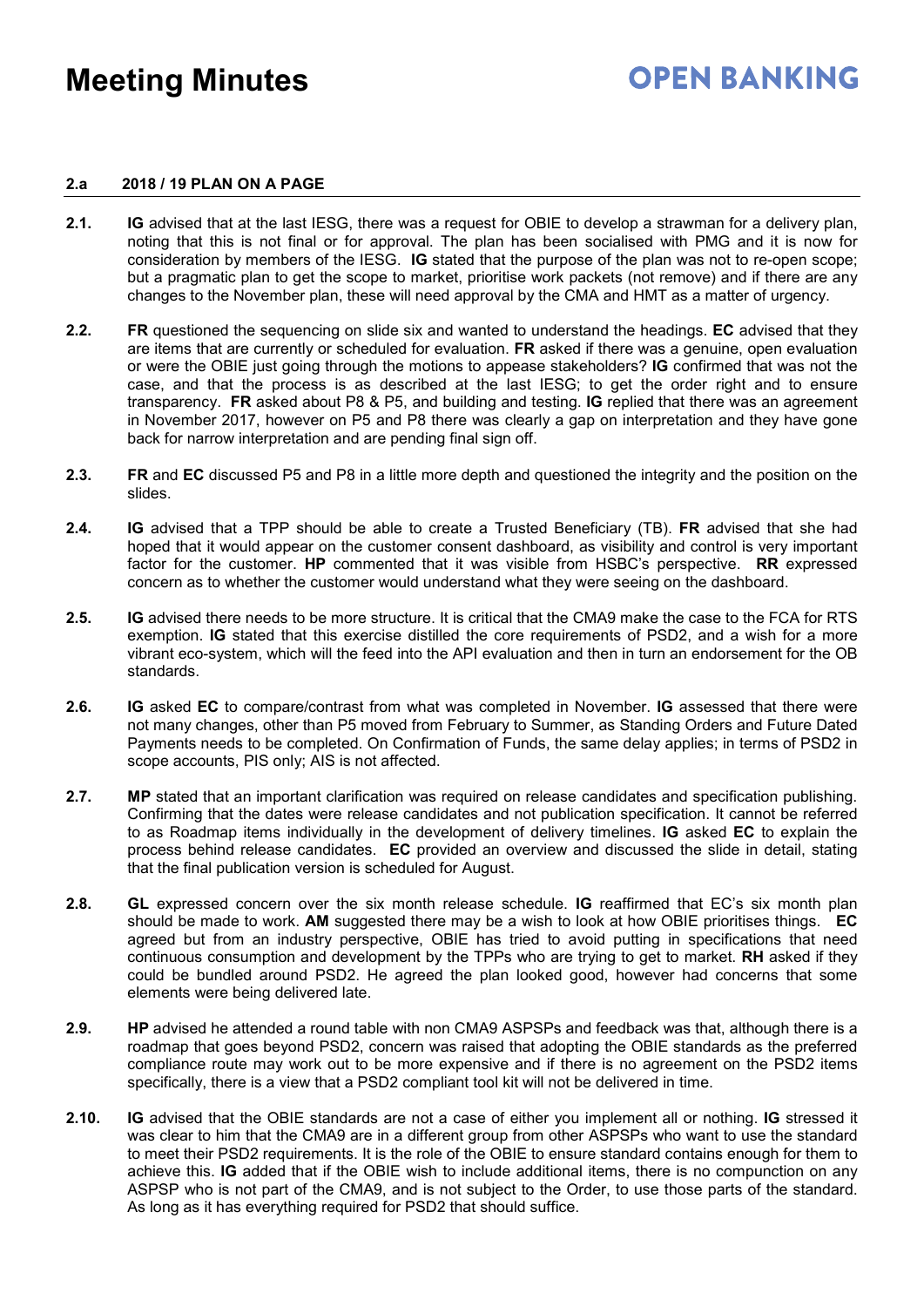# Meeting Minutes

## 2.a 2018 / 19 PLAN ON A PAGE

**2.1.** **IG** advised that at the last IESG, there was a request for OBIE to develop a strawman for a delivery plan, noting that this is not final or for approval. The plan has been socialised with PMG and it is now for consideration by members of the IESG. **IG** stated that the purpose of the plan was not to re-open scope; but a pragmatic plan to get the scope to market, prioritise work packets (not remove) and if there are any changes to the November plan, these will need approval by the CMA and HMT as a matter of urgency.

**2.2.** **FR** questioned the sequencing on slide six and wanted to understand the headings. **EC** advised that they are items that are currently or scheduled for evaluation. **FR** asked if there was a genuine, open evaluation or were the OBIE just going through the motions to appease stakeholders? **IG** confirmed that was not the case, and that the process is as described at the last IESG; to get the order right and to ensure transparency. **FR** asked about P8 & P5, and building and testing. **IG** replied that there was an agreement in November 2017, however on P5 and P8 there was clearly a gap on interpretation and they have gone back for narrow interpretation and are pending final sign off.

**2.3.** **FR** and **EC** discussed P5 and P8 in a little more depth and questioned the integrity and the position on the slides.

**2.4.** **IG** advised that a TPP should be able to create a Trusted Beneficiary (TB). **FR** advised that she had hoped that it would appear on the customer consent dashboard, as visibility and control is very important factor for the customer. **HP** commented that it was visible from HSBC's perspective. **RR** expressed concern as to whether the customer would understand what they were seeing on the dashboard.

**2.5.** **IG** advised there needs to be more structure. It is critical that the CMA9 make the case to the FCA for RTS exemption. **IG** stated that this exercise distilled the core requirements of PSD2, and a wish for a more vibrant eco-system, which will the feed into the API evaluation and then in turn an endorsement for the OB standards.

**2.6.** **IG** asked **EC** to compare/contrast from what was completed in November. **IG** assessed that there were not many changes, other than P5 moved from February to Summer, as Standing Orders and Future Dated Payments needs to be completed. On Confirmation of Funds, the same delay applies; in terms of PSD2 in scope accounts, PIS only; AIS is not affected.

**2.7.** **MP** stated that an important clarification was required on release candidates and specification publishing. Confirming that the dates were release candidates and not publication specification. It cannot be referred to as Roadmap items individually in the development of delivery timelines. **IG** asked **EC** to explain the process behind release candidates. **EC** provided an overview and discussed the slide in detail, stating that the final publication version is scheduled for August.

**2.8.** **GL** expressed concern over the six month release schedule. **IG** reaffirmed that EC's six month plan should be made to work. **AM** suggested there may be a wish to look at how OBIE prioritises things. **EC** agreed but from an industry perspective, OBIE has tried to avoid putting in specifications that need continuous consumption and development by the TPPs who are trying to get to market. **RH** asked if they could be bundled around PSD2. He agreed the plan looked good, however had concerns that some elements were being delivered late.

**2.9.** **HP** advised he attended a round table with non CMA9 ASPSPs and feedback was that, although there is a roadmap that goes beyond PSD2, concern was raised that adopting the OBIE standards as the preferred compliance route may work out to be more expensive and if there is no agreement on the PSD2 items specifically, there is a view that a PSD2 compliant tool kit will not be delivered in time.

**2.10.** **IG** advised that the OBIE standards are not a case of either you implement all or nothing. **IG** stressed it was clear to him that the CMA9 are in a different group from other ASPSPs who want to use the standard to meet their PSD2 requirements. It is the role of the OBIE to ensure standard contains enough for them to achieve this. **IG** added that if the OBIE wish to include additional items, there is no compunction on any ASPSP who is not part of the CMA9, and is not subject to the Order, to use those parts of the standard. As long as it has everything required for PSD2 that should suffice.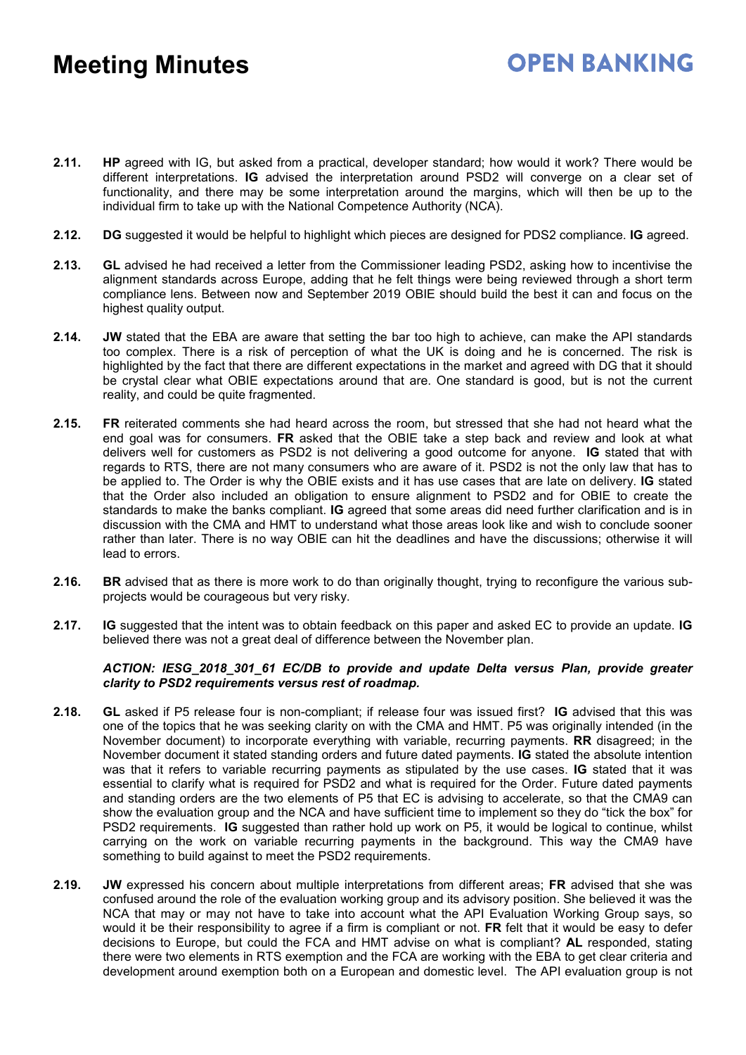- **2.11.** **HP** agreed with IG, but asked from a practical, developer standard; how would it work? There would be different interpretations. **IG** advised the interpretation around PSD2 will converge on a clear set of functionality, and there may be some interpretation around the margins, which will then be up to the individual firm to take up with the National Competence Authority (NCA).

- **2.12.** **DG** suggested it would be helpful to highlight which pieces are designed for PDS2 compliance. **IG** agreed.

- **2.13.** **GL** advised he had received a letter from the Commissioner leading PSD2, asking how to incentivise the alignment standards across Europe, adding that he felt things were being reviewed through a short term compliance lens. Between now and September 2019 OBIE should build the best it can and focus on the highest quality output.

- **2.14.** **JW** stated that the EBA are aware that setting the bar too high to achieve, can make the API standards too complex. There is a risk of perception of what the UK is doing and he is concerned. The risk is highlighted by the fact that there are different expectations in the market and agreed with DG that it should be crystal clear what OBIE expectations around that are. One standard is good, but is not the current reality, and could be quite fragmented.

- **2.15.** **FR** reiterated comments she had heard across the room, but stressed that she had not heard what the end goal was for consumers. **FR** asked that the OBIE take a step back and review and look at what delivers well for customers as PSD2 is not delivering a good outcome for anyone. **IG** stated that with regards to RTS, there are not many consumers who are aware of it. PSD2 is not the only law that has to be applied to. The Order is why the OBIE exists and it has use cases that are late on delivery. **IG** stated that the Order also included an obligation to ensure alignment to PSD2 and for OBIE to create the standards to make the banks compliant. **IG** agreed that some areas did need further clarification and is in discussion with the CMA and HMT to understand what those areas look like and wish to conclude sooner rather than later. There is no way OBIE can hit the deadlines and have the discussions; otherwise it will lead to errors.

- **2.16.** **BR** advised that as there is more work to do than originally thought, trying to reconfigure the various sub-projects would be courageous but very risky.

- **2.17.** **IG** suggested that the intent was to obtain feedback on this paper and asked EC to provide an update. **IG** believed there was not a great deal of difference between the November plan.

  ***ACTION: IESG_2018_301_61 EC/DB to provide and update Delta versus Plan, provide greater clarity to PSD2 requirements versus rest of roadmap.***

- **2.18.** **GL** asked if P5 release four is non-compliant; if release four was issued first? **IG** advised that this was one of the topics that he was seeking clarity on with the CMA and HMT. P5 was originally intended (in the November document) to incorporate everything with variable, recurring payments. **RR** disagreed; in the November document it stated standing orders and future dated payments. **IG** stated the absolute intention was that it refers to variable recurring payments as stipulated by the use cases. **IG** stated that it was essential to clarify what is required for PSD2 and what is required for the Order. Future dated payments and standing orders are the two elements of P5 that EC is advising to accelerate, so that the CMA9 can show the evaluation group and the NCA and have sufficient time to implement so they do "tick the box" for PSD2 requirements. **IG** suggested than rather hold up work on P5, it would be logical to continue, whilst carrying on the work on variable recurring payments in the background. This way the CMA9 have something to build against to meet the PSD2 requirements.

- **2.19.** **JW** expressed his concern about multiple interpretations from different areas; **FR** advised that she was confused around the role of the evaluation working group and its advisory position. She believed it was the NCA that may or may not have to take into account what the API Evaluation Working Group says, so would it be their responsibility to agree if a firm is compliant or not. **FR** felt that it would be easy to defer decisions to Europe, but could the FCA and HMT advise on what is compliant? **AL** responded, stating there were two elements in RTS exemption and the FCA are working with the EBA to get clear criteria and development around exemption both on a European and domestic level. The API evaluation group is not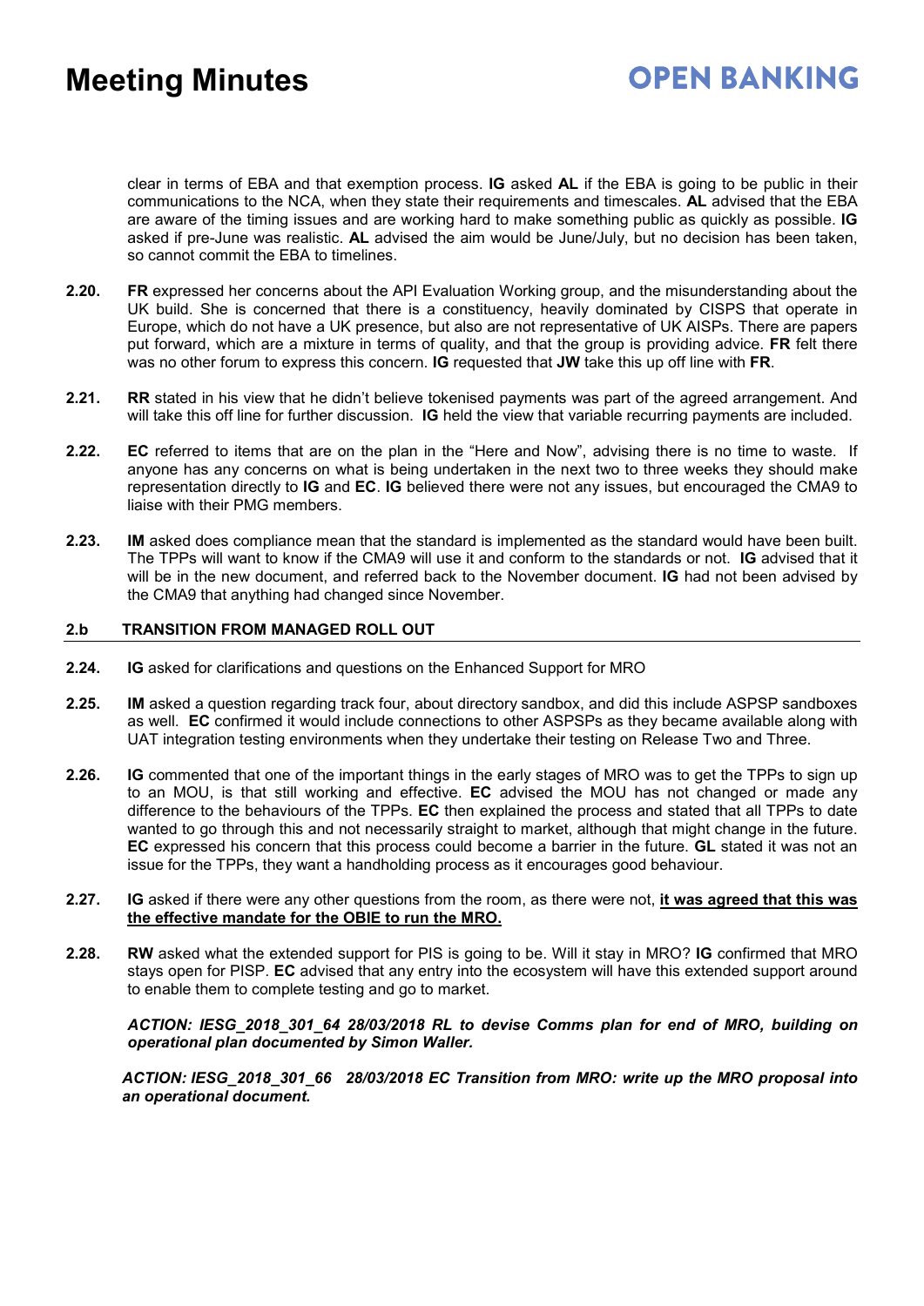clear in terms of EBA and that exemption process. **IG** asked **AL** if the EBA is going to be public in their communications to the NCA, when they state their requirements and timescales. **AL** advised that the EBA are aware of the timing issues and are working hard to make something public as quickly as possible. **IG** asked if pre-June was realistic. **AL** advised the aim would be June/July, but no decision has been taken, so cannot commit the EBA to timelines.

**2.20.** **FR** expressed her concerns about the API Evaluation Working group, and the misunderstanding about the UK build. She is concerned that there is a constituency, heavily dominated by CISPS that operate in Europe, which do not have a UK presence, but also are not representative of UK AISPs. There are papers put forward, which are a mixture in terms of quality, and that the group is providing advice. **FR** felt there was no other forum to express this concern. **IG** requested that **JW** take this up off line with **FR**.

**2.21.** **RR** stated in his view that he didn't believe tokenised payments was part of the agreed arrangement. And will take this off line for further discussion. **IG** held the view that variable recurring payments are included.

**2.22.** **EC** referred to items that are on the plan in the "Here and Now", advising there is no time to waste. If anyone has any concerns on what is being undertaken in the next two to three weeks they should make representation directly to **IG** and **EC**. **IG** believed there were not any issues, but encouraged the CMA9 to liaise with their PMG members.

**2.23.** **IM** asked does compliance mean that the standard is implemented as the standard would have been built. The TPPs will want to know if the CMA9 will use it and conform to the standards or not. **IG** advised that it will be in the new document, and referred back to the November document. **IG** had not been advised by the CMA9 that anything had changed since November.

## 2.b TRANSITION FROM MANAGED ROLL OUT

**2.24.** **IG** asked for clarifications and questions on the Enhanced Support for MRO

**2.25.** **IM** asked a question regarding track four, about directory sandbox, and did this include ASPSP sandboxes as well. **EC** confirmed it would include connections to other ASPSPs as they became available along with UAT integration testing environments when they undertake their testing on Release Two and Three.

**2.26.** **IG** commented that one of the important things in the early stages of MRO was to get the TPPs to sign up to an MOU, is that still working and effective. **EC** advised the MOU has not changed or made any difference to the behaviours of the TPPs. **EC** then explained the process and stated that all TPPs to date wanted to go through this and not necessarily straight to market, although that might change in the future. **EC** expressed his concern that this process could become a barrier in the future. **GL** stated it was not an issue for the TPPs, they want a handholding process as it encourages good behaviour.

**2.27.** **IG** asked if there were any other questions from the room, as there were not, **it was agreed that this was the effective mandate for the OBIE to run the MRO.**

**2.28.** **RW** asked what the extended support for PIS is going to be. Will it stay in MRO? **IG** confirmed that MRO stays open for PISP. **EC** advised that any entry into the ecosystem will have this extended support around to enable them to complete testing and go to market.

***ACTION: IESG_2018_301_64 28/03/2018 RL to devise Comms plan for end of MRO, building on operational plan documented by Simon Waller.***

***ACTION: IESG_2018_301_66 28/03/2018 EC Transition from MRO: write up the MRO proposal into an operational document.***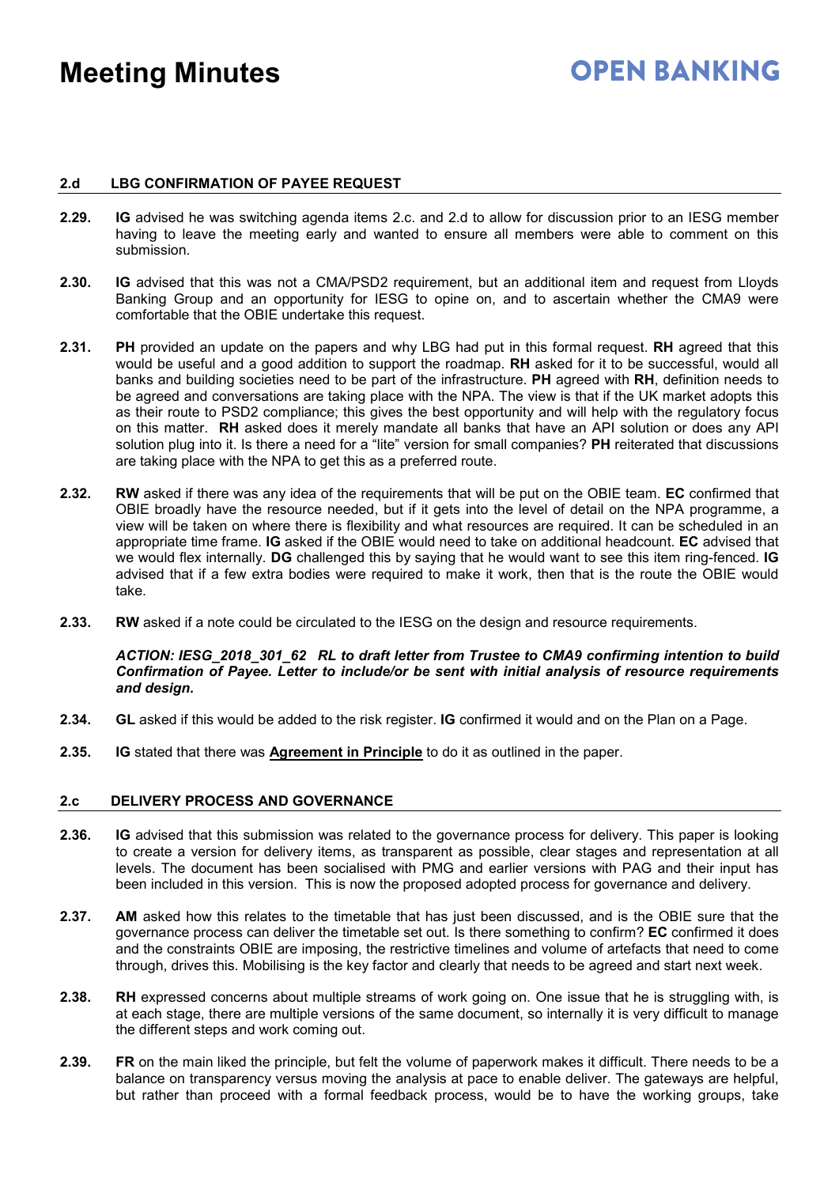## 2.d LBG CONFIRMATION OF PAYEE REQUEST

**2.29.** **IG** advised he was switching agenda items 2.c. and 2.d to allow for discussion prior to an IESG member having to leave the meeting early and wanted to ensure all members were able to comment on this submission.

**2.30.** **IG** advised that this was not a CMA/PSD2 requirement, but an additional item and request from Lloyds Banking Group and an opportunity for IESG to opine on, and to ascertain whether the CMA9 were comfortable that the OBIE undertake this request.

**2.31.** **PH** provided an update on the papers and why LBG had put in this formal request. **RH** agreed that this would be useful and a good addition to support the roadmap. **RH** asked for it to be successful, would all banks and building societies need to be part of the infrastructure. **PH** agreed with **RH**, definition needs to be agreed and conversations are taking place with the NPA. The view is that if the UK market adopts this as their route to PSD2 compliance; this gives the best opportunity and will help with the regulatory focus on this matter. **RH** asked does it merely mandate all banks that have an API solution or does any API solution plug into it. Is there a need for a "lite" version for small companies? **PH** reiterated that discussions are taking place with the NPA to get this as a preferred route.

**2.32.** **RW** asked if there was any idea of the requirements that will be put on the OBIE team. **EC** confirmed that OBIE broadly have the resource needed, but if it gets into the level of detail on the NPA programme, a view will be taken on where there is flexibility and what resources are required. It can be scheduled in an appropriate time frame. **IG** asked if the OBIE would need to take on additional headcount. **EC** advised that we would flex internally. **DG** challenged this by saying that he would want to see this item ring-fenced. **IG** advised that if a few extra bodies were required to make it work, then that is the route the OBIE would take.

**2.33.** **RW** asked if a note could be circulated to the IESG on the design and resource requirements.

***ACTION: IESG_2018_301_62 RL to draft letter from Trustee to CMA9 confirming intention to build Confirmation of Payee. Letter to include/or be sent with initial analysis of resource requirements and design.***

**2.34.** **GL** asked if this would be added to the risk register. **IG** confirmed it would and on the Plan on a Page.

**2.35.** **IG** stated that there was **Agreement in Principle** to do it as outlined in the paper.

## 2.c DELIVERY PROCESS AND GOVERNANCE

**2.36.** **IG** advised that this submission was related to the governance process for delivery. This paper is looking to create a version for delivery items, as transparent as possible, clear stages and representation at all levels. The document has been socialised with PMG and earlier versions with PAG and their input has been included in this version. This is now the proposed adopted process for governance and delivery.

**2.37.** **AM** asked how this relates to the timetable that has just been discussed, and is the OBIE sure that the governance process can deliver the timetable set out. Is there something to confirm? **EC** confirmed it does and the constraints OBIE are imposing, the restrictive timelines and volume of artefacts that need to come through, drives this. Mobilising is the key factor and clearly that needs to be agreed and start next week.

**2.38.** **RH** expressed concerns about multiple streams of work going on. One issue that he is struggling with, is at each stage, there are multiple versions of the same document, so internally it is very difficult to manage the different steps and work coming out.

**2.39.** **FR** on the main liked the principle, but felt the volume of paperwork makes it difficult. There needs to be a balance on transparency versus moving the analysis at pace to enable deliver. The gateways are helpful, but rather than proceed with a formal feedback process, would be to have the working groups, take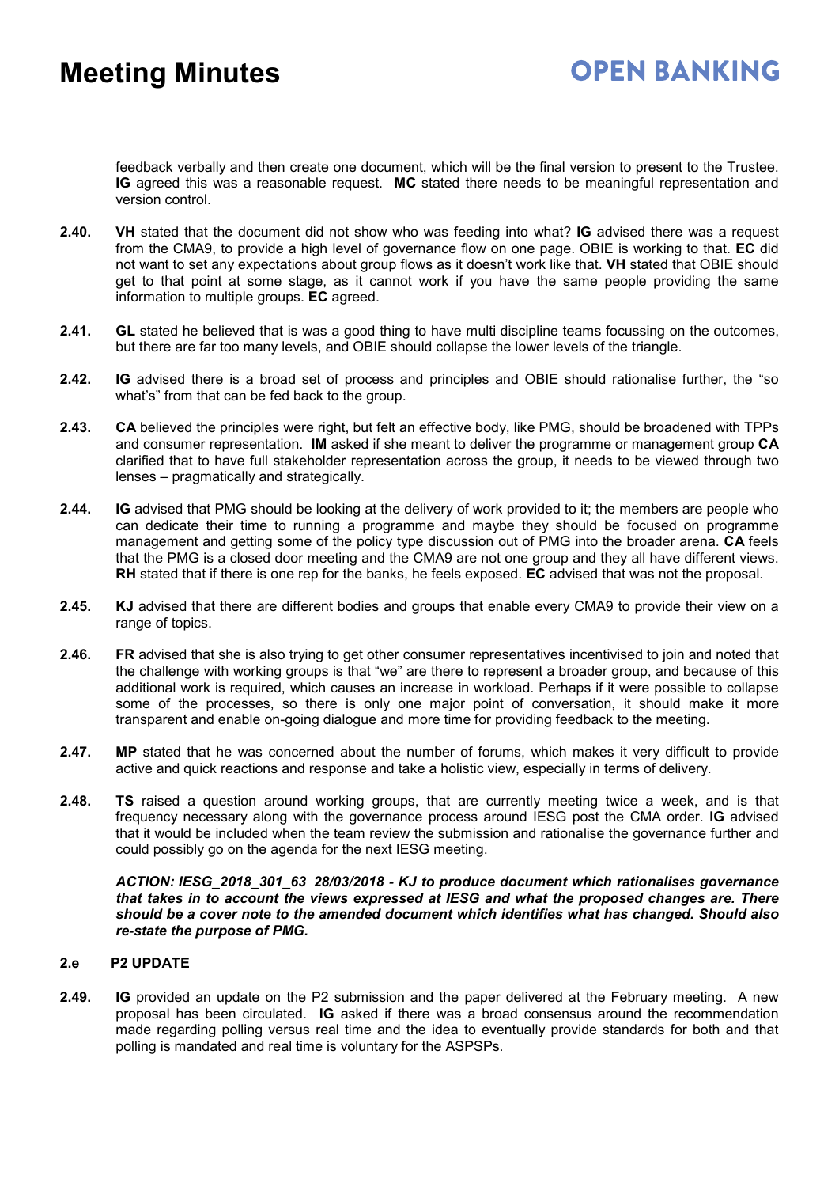feedback verbally and then create one document, which will be the final version to present to the Trustee. **IG** agreed this was a reasonable request. **MC** stated there needs to be meaningful representation and version control.

**2.40.** **VH** stated that the document did not show who was feeding into what? **IG** advised there was a request from the CMA9, to provide a high level of governance flow on one page. OBIE is working to that. **EC** did not want to set any expectations about group flows as it doesn't work like that. **VH** stated that OBIE should get to that point at some stage, as it cannot work if you have the same people providing the same information to multiple groups. **EC** agreed.

**2.41.** **GL** stated he believed that is was a good thing to have multi discipline teams focussing on the outcomes, but there are far too many levels, and OBIE should collapse the lower levels of the triangle.

**2.42.** **IG** advised there is a broad set of process and principles and OBIE should rationalise further, the "so what's" from that can be fed back to the group.

**2.43.** **CA** believed the principles were right, but felt an effective body, like PMG, should be broadened with TPPs and consumer representation. **IM** asked if she meant to deliver the programme or management group **CA** clarified that to have full stakeholder representation across the group, it needs to be viewed through two lenses – pragmatically and strategically.

**2.44.** **IG** advised that PMG should be looking at the delivery of work provided to it; the members are people who can dedicate their time to running a programme and maybe they should be focused on programme management and getting some of the policy type discussion out of PMG into the broader arena. **CA** feels that the PMG is a closed door meeting and the CMA9 are not one group and they all have different views. **RH** stated that if there is one rep for the banks, he feels exposed. **EC** advised that was not the proposal.

**2.45.** **KJ** advised that there are different bodies and groups that enable every CMA9 to provide their view on a range of topics.

**2.46.** **FR** advised that she is also trying to get other consumer representatives incentivised to join and noted that the challenge with working groups is that "we" are there to represent a broader group, and because of this additional work is required, which causes an increase in workload. Perhaps if it were possible to collapse some of the processes, so there is only one major point of conversation, it should make it more transparent and enable on-going dialogue and more time for providing feedback to the meeting.

**2.47.** **MP** stated that he was concerned about the number of forums, which makes it very difficult to provide active and quick reactions and response and take a holistic view, especially in terms of delivery.

**2.48.** **TS** raised a question around working groups, that are currently meeting twice a week, and is that frequency necessary along with the governance process around IESG post the CMA order. **IG** advised that it would be included when the team review the submission and rationalise the governance further and could possibly go on the agenda for the next IESG meeting.

***ACTION: IESG_2018_301_63 28/03/2018 - KJ to produce document which rationalises governance that takes in to account the views expressed at IESG and what the proposed changes are. There should be a cover note to the amended document which identifies what has changed. Should also re-state the purpose of PMG.***

### 2.e P2 UPDATE

**2.49.** **IG** provided an update on the P2 submission and the paper delivered at the February meeting. A new proposal has been circulated. **IG** asked if there was a broad consensus around the recommendation made regarding polling versus real time and the idea to eventually provide standards for both and that polling is mandated and real time is voluntary for the ASPSPs.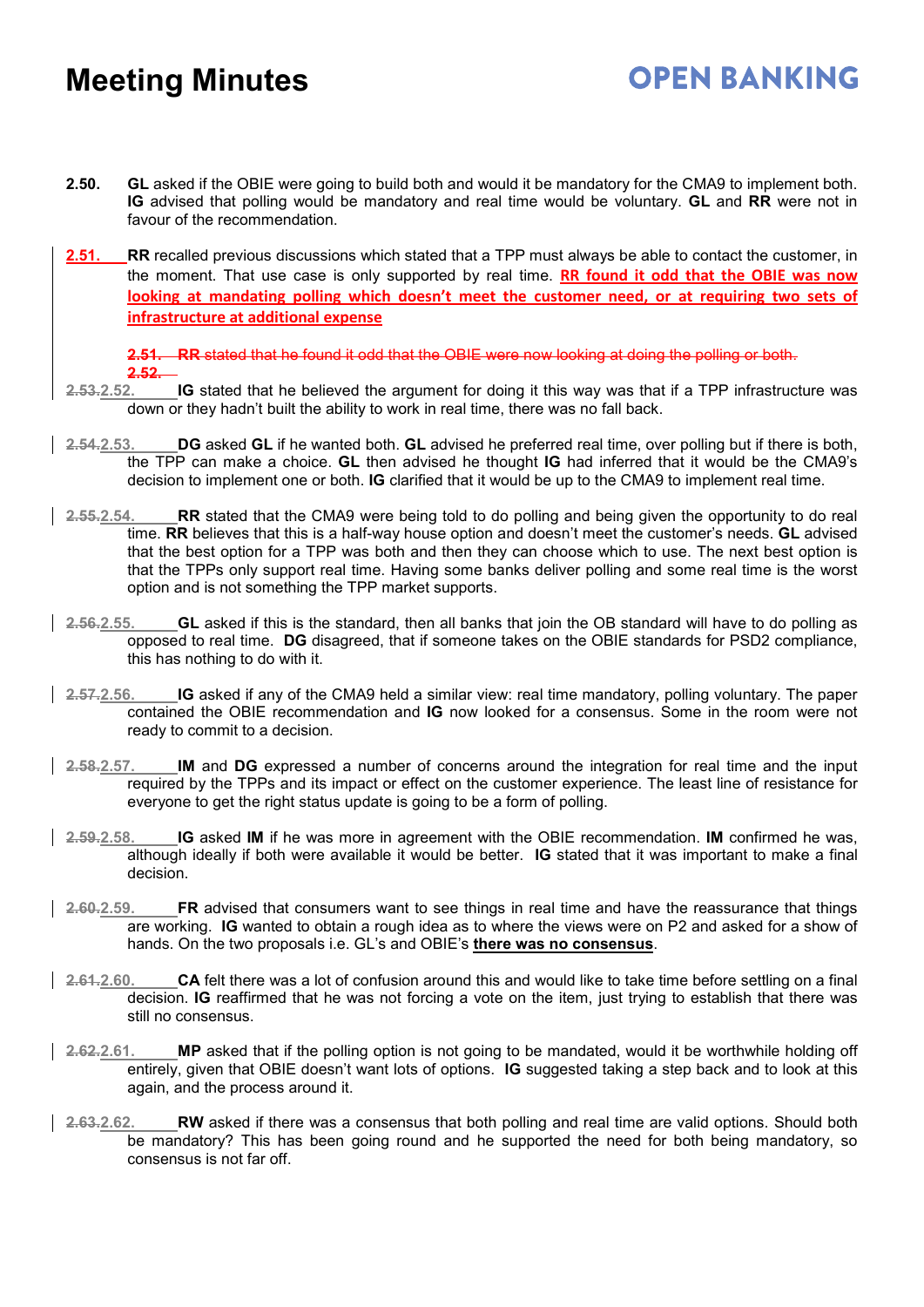# Meeting Minutes

**2.50.** **GL** asked if the OBIE were going to build both and would it be mandatory for the CMA9 to implement both. **IG** advised that polling would be mandatory and real time would be voluntary. **GL** and **RR** were not in favour of the recommendation.

**2.51.** **RR** recalled previous discussions which stated that a TPP must always be able to contact the customer, in the moment. That use case is only supported by real time. **RR found it odd that the OBIE was now looking at mandating polling which doesn't meet the customer need, or at requiring two sets of infrastructure at additional expense**

~~2.51. RR stated that he found it odd that the OBIE were now looking at doing the polling or both.~~
~~2.52.~~

~~2.53.~~**2.52.** **IG** stated that he believed the argument for doing it this way was that if a TPP infrastructure was down or they hadn't built the ability to work in real time, there was no fall back.

~~2.54.~~**2.53.** **DG** asked **GL** if he wanted both. **GL** advised he preferred real time, over polling but if there is both, the TPP can make a choice. **GL** then advised he thought **IG** had inferred that it would be the CMA9's decision to implement one or both. **IG** clarified that it would be up to the CMA9 to implement real time.

~~2.55.~~**2.54.** **RR** stated that the CMA9 were being told to do polling and being given the opportunity to do real time. **RR** believes that this is a half-way house option and doesn't meet the customer's needs. **GL** advised that the best option for a TPP was both and then they can choose which to use. The next best option is that the TPPs only support real time. Having some banks deliver polling and some real time is the worst option and is not something the TPP market supports.

~~2.56.~~**2.55.** **GL** asked if this is the standard, then all banks that join the OB standard will have to do polling as opposed to real time. **DG** disagreed, that if someone takes on the OBIE standards for PSD2 compliance, this has nothing to do with it.

~~2.57.~~**2.56.** **IG** asked if any of the CMA9 held a similar view: real time mandatory, polling voluntary. The paper contained the OBIE recommendation and **IG** now looked for a consensus. Some in the room were not ready to commit to a decision.

~~2.58.~~**2.57.** **IM** and **DG** expressed a number of concerns around the integration for real time and the input required by the TPPs and its impact or effect on the customer experience. The least line of resistance for everyone to get the right status update is going to be a form of polling.

~~2.59.~~**2.58.** **IG** asked **IM** if he was more in agreement with the OBIE recommendation. **IM** confirmed he was, although ideally if both were available it would be better. **IG** stated that it was important to make a final decision.

~~2.60.~~**2.59.** **FR** advised that consumers want to see things in real time and have the reassurance that things are working. **IG** wanted to obtain a rough idea as to where the views were on P2 and asked for a show of hands. On the two proposals i.e. GL's and OBIE's **there was no consensus**.

~~2.61.~~**2.60.** **CA** felt there was a lot of confusion around this and would like to take time before settling on a final decision. **IG** reaffirmed that he was not forcing a vote on the item, just trying to establish that there was still no consensus.

~~2.62.~~**2.61.** **MP** asked that if the polling option is not going to be mandated, would it be worthwhile holding off entirely, given that OBIE doesn't want lots of options. **IG** suggested taking a step back and to look at this again, and the process around it.

~~2.63.~~**2.62.** **RW** asked if there was a consensus that both polling and real time are valid options. Should both be mandatory? This has been going round and he supported the need for both being mandatory, so consensus is not far off.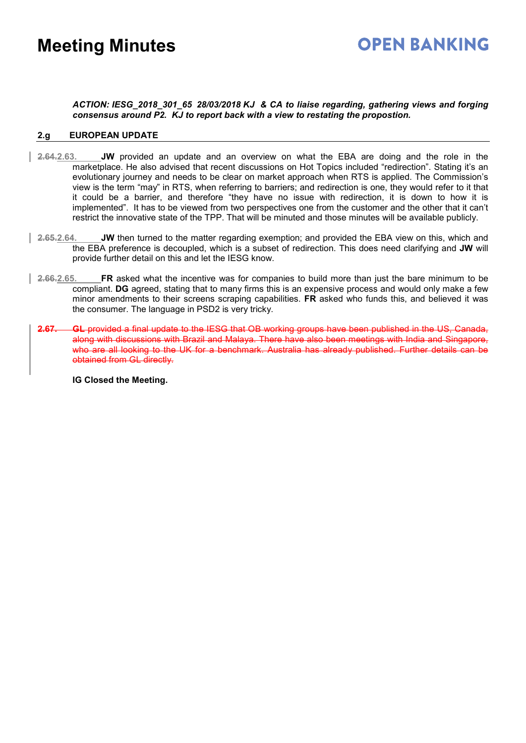***ACTION: IESG_2018_301_65 28/03/2018 KJ & CA to liaise regarding, gathering views and forging consensus around P2. KJ to report back with a view to restating the propostion.***

## 2.g EUROPEAN UPDATE

~~2.64.~~2.63. **JW** provided an update and an overview on what the EBA are doing and the role in the marketplace. He also advised that recent discussions on Hot Topics included "redirection". Stating it's an evolutionary journey and needs to be clear on market approach when RTS is applied. The Commission's view is the term "may" in RTS, when referring to barriers; and redirection is one, they would refer to it that it could be a barrier, and therefore "they have no issue with redirection, it is down to how it is implemented". It has to be viewed from two perspectives one from the customer and the other that it can't restrict the innovative state of the TPP. That will be minuted and those minutes will be available publicly.

~~2.65.~~2.64. **JW** then turned to the matter regarding exemption; and provided the EBA view on this, which and the EBA preference is decoupled, which is a subset of redirection. This does need clarifying and **JW** will provide further detail on this and let the IESG know.

~~2.66.~~2.65. **FR** asked what the incentive was for companies to build more than just the bare minimum to be compliant. **DG** agreed, stating that to many firms this is an expensive process and would only make a few minor amendments to their screens scraping capabilities. **FR** asked who funds this, and believed it was the consumer. The language in PSD2 is very tricky.

~~**2.67.** **GL** provided a final update to the IESG that OB working groups have been published in the US, Canada, along with discussions with Brazil and Malaya. There have also been meetings with India and Singapore, who are all looking to the UK for a benchmark. Australia has already published. Further details can be obtained from GL directly.~~

**IG Closed the Meeting.**